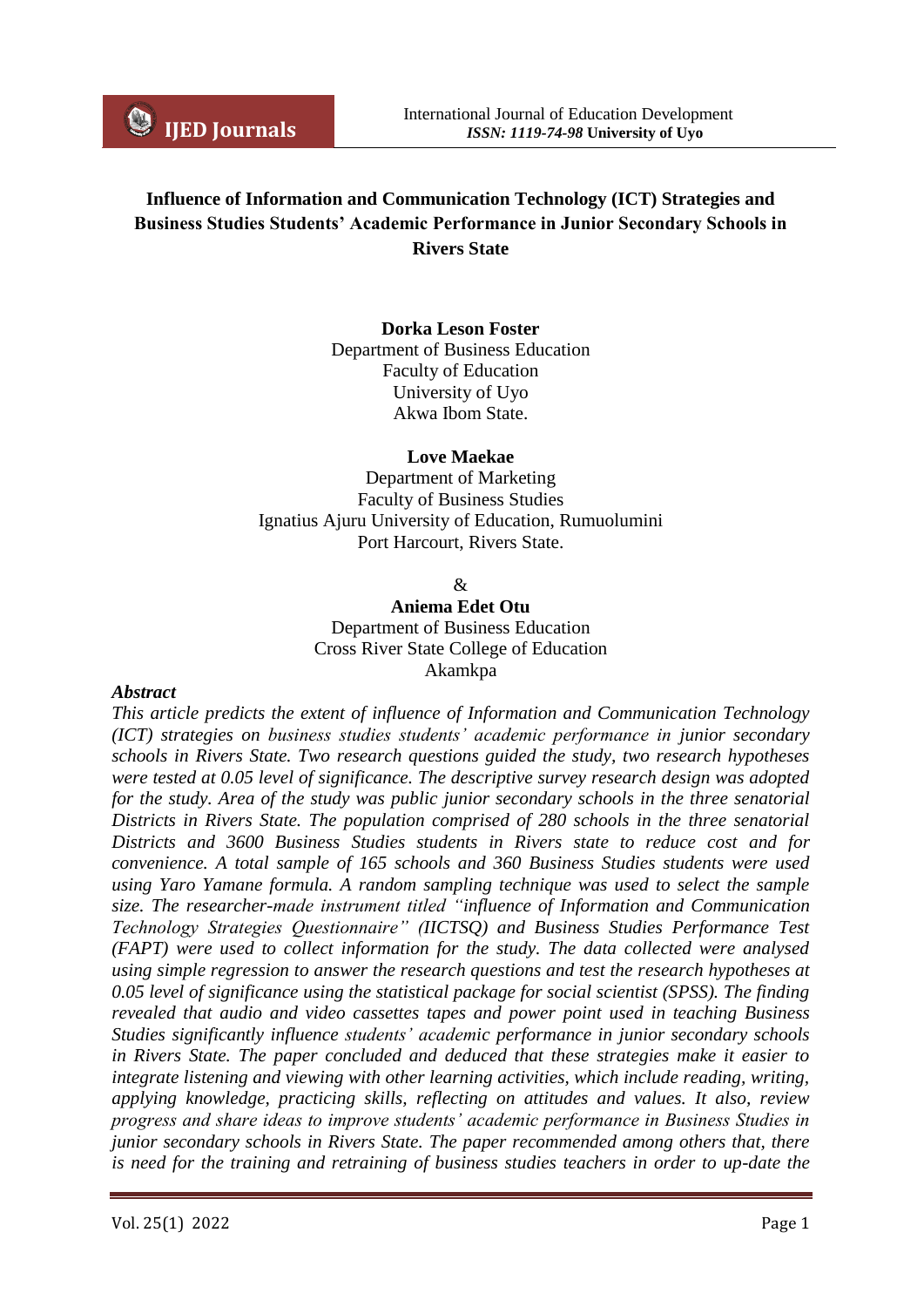# Influence of Information and Communication Technology (ICT) Strategies and Business Studies Students' Academic Performance in Junior Secondary Schools in Rivers State

**Dorka Leson Foster**
Department of Business Education
Faculty of Education
University of Uyo
Akwa Ibom State.

**Love Maekae**
Department of Marketing
Faculty of Business Studies
Ignatius Ajuru University of Education, Rumuolumini
Port Harcourt, Rivers State.

&

**Aniema Edet Otu**
Department of Business Education
Cross River State College of Education
Akamkpa

***Abstract***

*This article predicts the extent of influence of Information and Communication Technology (ICT) strategies on business studies students' academic performance in junior secondary schools in Rivers State. Two research questions guided the study, two research hypotheses were tested at 0.05 level of significance. The descriptive survey research design was adopted for the study. Area of the study was public junior secondary schools in the three senatorial Districts in Rivers State. The population comprised of 280 schools in the three senatorial Districts and 3600 Business Studies students in Rivers state to reduce cost and for convenience. A total sample of 165 schools and 360 Business Studies students were used using Yaro Yamane formula. A random sampling technique was used to select the sample size. The researcher-made instrument titled "influence of Information and Communication Technology Strategies Questionnaire" (IICTSQ) and Business Studies Performance Test (FAPT) were used to collect information for the study. The data collected were analysed using simple regression to answer the research questions and test the research hypotheses at 0.05 level of significance using the statistical package for social scientist (SPSS). The finding revealed that audio and video cassettes tapes and power point used in teaching Business Studies significantly influence students' academic performance in junior secondary schools in Rivers State. The paper concluded and deduced that these strategies make it easier to integrate listening and viewing with other learning activities, which include reading, writing, applying knowledge, practicing skills, reflecting on attitudes and values. It also, review progress and share ideas to improve students' academic performance in Business Studies in junior secondary schools in Rivers State. The paper recommended among others that, there is need for the training and retraining of business studies teachers in order to up-date the*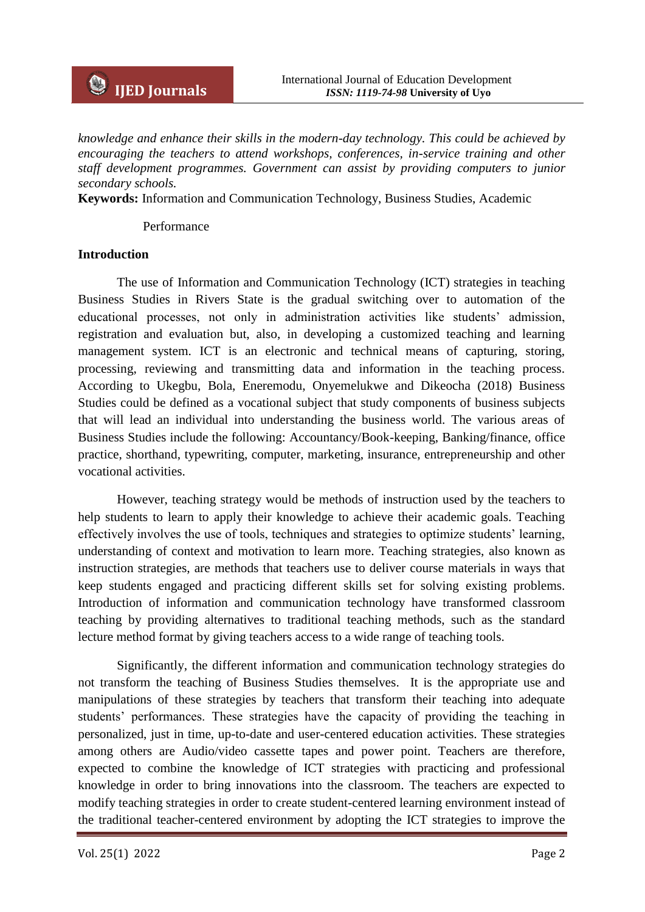*knowledge and enhance their skills in the modern-day technology. This could be achieved by encouraging the teachers to attend workshops, conferences, in-service training and other staff development programmes. Government can assist by providing computers to junior secondary schools.*

**Keywords:** Information and Communication Technology, Business Studies, Academic Performance

## Introduction

The use of Information and Communication Technology (ICT) strategies in teaching Business Studies in Rivers State is the gradual switching over to automation of the educational processes, not only in administration activities like students' admission, registration and evaluation but, also, in developing a customized teaching and learning management system. ICT is an electronic and technical means of capturing, storing, processing, reviewing and transmitting data and information in the teaching process. According to Ukegbu, Bola, Eneremodu, Onyemelukwe and Dikeocha (2018) Business Studies could be defined as a vocational subject that study components of business subjects that will lead an individual into understanding the business world. The various areas of Business Studies include the following: Accountancy/Book-keeping, Banking/finance, office practice, shorthand, typewriting, computer, marketing, insurance, entrepreneurship and other vocational activities.

However, teaching strategy would be methods of instruction used by the teachers to help students to learn to apply their knowledge to achieve their academic goals. Teaching effectively involves the use of tools, techniques and strategies to optimize students' learning, understanding of context and motivation to learn more. Teaching strategies, also known as instruction strategies, are methods that teachers use to deliver course materials in ways that keep students engaged and practicing different skills set for solving existing problems. Introduction of information and communication technology have transformed classroom teaching by providing alternatives to traditional teaching methods, such as the standard lecture method format by giving teachers access to a wide range of teaching tools.

Significantly, the different information and communication technology strategies do not transform the teaching of Business Studies themselves. It is the appropriate use and manipulations of these strategies by teachers that transform their teaching into adequate students' performances. These strategies have the capacity of providing the teaching in personalized, just in time, up-to-date and user-centered education activities. These strategies among others are Audio/video cassette tapes and power point. Teachers are therefore, expected to combine the knowledge of ICT strategies with practicing and professional knowledge in order to bring innovations into the classroom. The teachers are expected to modify teaching strategies in order to create student-centered learning environment instead of the traditional teacher-centered environment by adopting the ICT strategies to improve the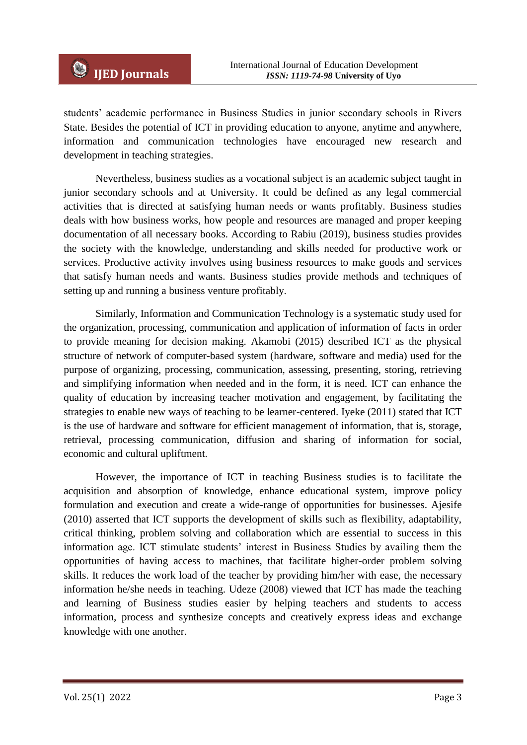students' academic performance in Business Studies in junior secondary schools in Rivers State. Besides the potential of ICT in providing education to anyone, anytime and anywhere, information and communication technologies have encouraged new research and development in teaching strategies.

Nevertheless, business studies as a vocational subject is an academic subject taught in junior secondary schools and at University. It could be defined as any legal commercial activities that is directed at satisfying human needs or wants profitably. Business studies deals with how business works, how people and resources are managed and proper keeping documentation of all necessary books. According to Rabiu (2019), business studies provides the society with the knowledge, understanding and skills needed for productive work or services. Productive activity involves using business resources to make goods and services that satisfy human needs and wants. Business studies provide methods and techniques of setting up and running a business venture profitably.

Similarly, Information and Communication Technology is a systematic study used for the organization, processing, communication and application of information of facts in order to provide meaning for decision making. Akamobi (2015) described ICT as the physical structure of network of computer-based system (hardware, software and media) used for the purpose of organizing, processing, communication, assessing, presenting, storing, retrieving and simplifying information when needed and in the form, it is need. ICT can enhance the quality of education by increasing teacher motivation and engagement, by facilitating the strategies to enable new ways of teaching to be learner-centered. Iyeke (2011) stated that ICT is the use of hardware and software for efficient management of information, that is, storage, retrieval, processing communication, diffusion and sharing of information for social, economic and cultural upliftment.

However, the importance of ICT in teaching Business studies is to facilitate the acquisition and absorption of knowledge, enhance educational system, improve policy formulation and execution and create a wide-range of opportunities for businesses. Ajesife (2010) asserted that ICT supports the development of skills such as flexibility, adaptability, critical thinking, problem solving and collaboration which are essential to success in this information age. ICT stimulate students' interest in Business Studies by availing them the opportunities of having access to machines, that facilitate higher-order problem solving skills. It reduces the work load of the teacher by providing him/her with ease, the necessary information he/she needs in teaching. Udeze (2008) viewed that ICT has made the teaching and learning of Business studies easier by helping teachers and students to access information, process and synthesize concepts and creatively express ideas and exchange knowledge with one another.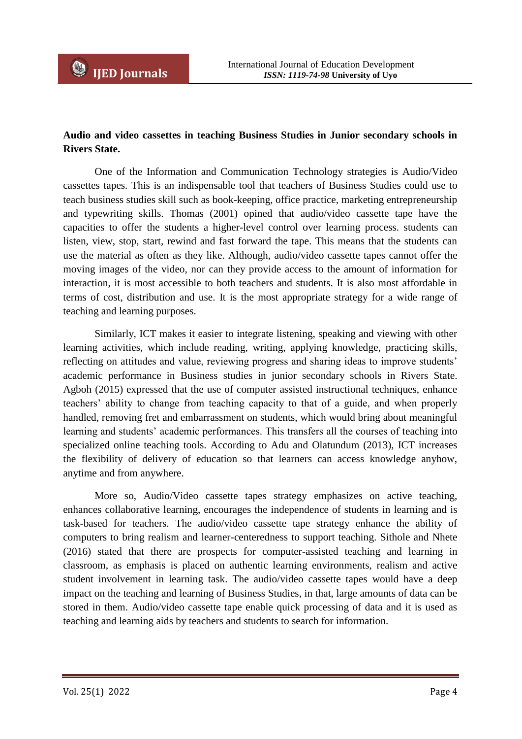**Audio and video cassettes in teaching Business Studies in Junior secondary schools in Rivers State.**

One of the Information and Communication Technology strategies is Audio/Video cassettes tapes. This is an indispensable tool that teachers of Business Studies could use to teach business studies skill such as book-keeping, office practice, marketing entrepreneurship and typewriting skills. Thomas (2001) opined that audio/video cassette tape have the capacities to offer the students a higher-level control over learning process. students can listen, view, stop, start, rewind and fast forward the tape. This means that the students can use the material as often as they like. Although, audio/video cassette tapes cannot offer the moving images of the video, nor can they provide access to the amount of information for interaction, it is most accessible to both teachers and students. It is also most affordable in terms of cost, distribution and use. It is the most appropriate strategy for a wide range of teaching and learning purposes.

Similarly, ICT makes it easier to integrate listening, speaking and viewing with other learning activities, which include reading, writing, applying knowledge, practicing skills, reflecting on attitudes and value, reviewing progress and sharing ideas to improve students' academic performance in Business studies in junior secondary schools in Rivers State. Agboh (2015) expressed that the use of computer assisted instructional techniques, enhance teachers' ability to change from teaching capacity to that of a guide, and when properly handled, removing fret and embarrassment on students, which would bring about meaningful learning and students' academic performances. This transfers all the courses of teaching into specialized online teaching tools. According to Adu and Olatundum (2013), ICT increases the flexibility of delivery of education so that learners can access knowledge anyhow, anytime and from anywhere.

More so, Audio/Video cassette tapes strategy emphasizes on active teaching, enhances collaborative learning, encourages the independence of students in learning and is task-based for teachers. The audio/video cassette tape strategy enhance the ability of computers to bring realism and learner-centeredness to support teaching. Sithole and Nhete (2016) stated that there are prospects for computer-assisted teaching and learning in classroom, as emphasis is placed on authentic learning environments, realism and active student involvement in learning task. The audio/video cassette tapes would have a deep impact on the teaching and learning of Business Studies, in that, large amounts of data can be stored in them. Audio/video cassette tape enable quick processing of data and it is used as teaching and learning aids by teachers and students to search for information.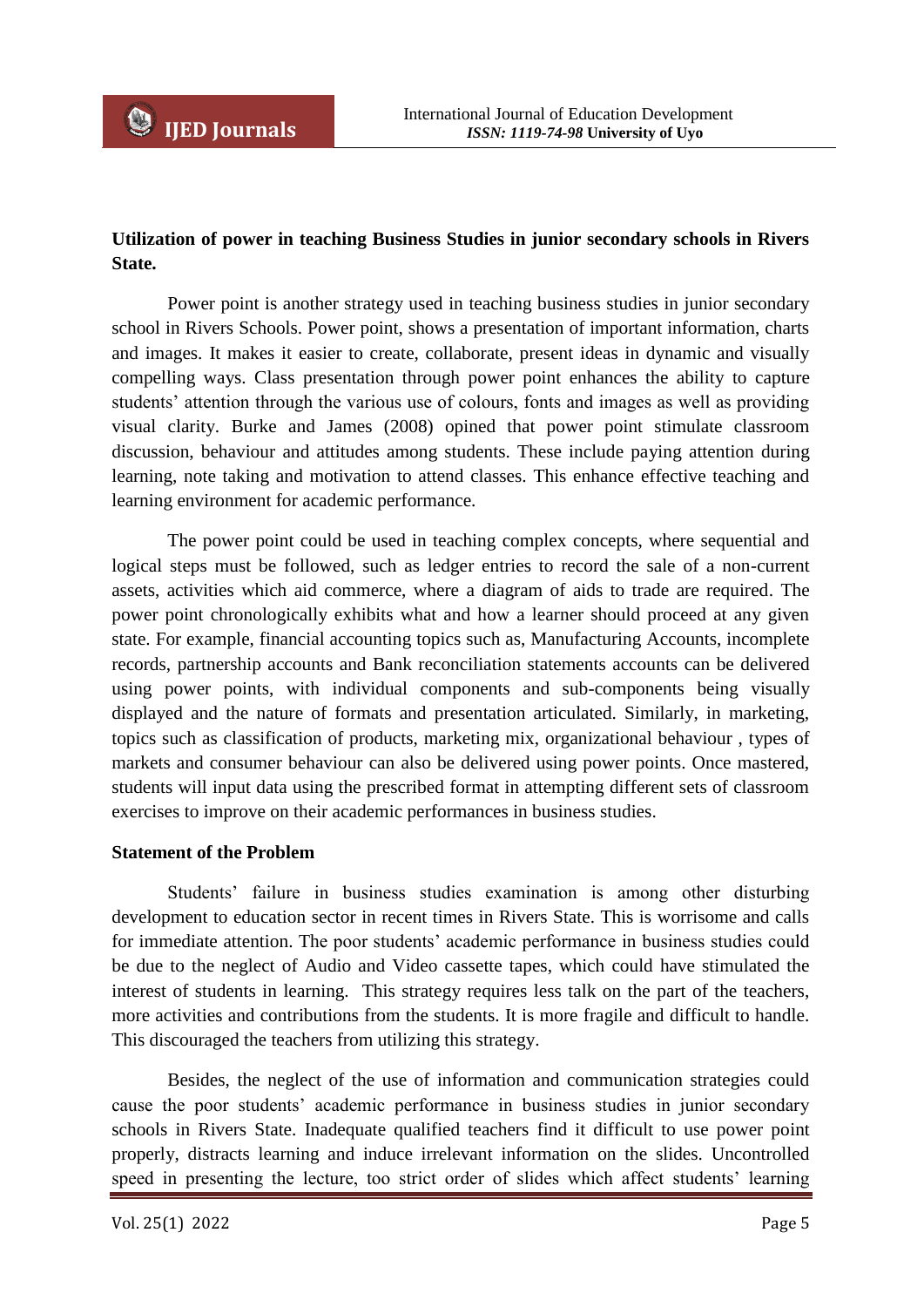**Utilization of power in teaching Business Studies in junior secondary schools in Rivers State.**

Power point is another strategy used in teaching business studies in junior secondary school in Rivers Schools. Power point, shows a presentation of important information, charts and images. It makes it easier to create, collaborate, present ideas in dynamic and visually compelling ways. Class presentation through power point enhances the ability to capture students' attention through the various use of colours, fonts and images as well as providing visual clarity. Burke and James (2008) opined that power point stimulate classroom discussion, behaviour and attitudes among students. These include paying attention during learning, note taking and motivation to attend classes. This enhance effective teaching and learning environment for academic performance.

The power point could be used in teaching complex concepts, where sequential and logical steps must be followed, such as ledger entries to record the sale of a non-current assets, activities which aid commerce, where a diagram of aids to trade are required. The power point chronologically exhibits what and how a learner should proceed at any given state. For example, financial accounting topics such as, Manufacturing Accounts, incomplete records, partnership accounts and Bank reconciliation statements accounts can be delivered using power points, with individual components and sub-components being visually displayed and the nature of formats and presentation articulated. Similarly, in marketing, topics such as classification of products, marketing mix, organizational behaviour , types of markets and consumer behaviour can also be delivered using power points. Once mastered, students will input data using the prescribed format in attempting different sets of classroom exercises to improve on their academic performances in business studies.

**Statement of the Problem**

Students' failure in business studies examination is among other disturbing development to education sector in recent times in Rivers State. This is worrisome and calls for immediate attention. The poor students' academic performance in business studies could be due to the neglect of Audio and Video cassette tapes, which could have stimulated the interest of students in learning. This strategy requires less talk on the part of the teachers, more activities and contributions from the students. It is more fragile and difficult to handle. This discouraged the teachers from utilizing this strategy.

Besides, the neglect of the use of information and communication strategies could cause the poor students' academic performance in business studies in junior secondary schools in Rivers State. Inadequate qualified teachers find it difficult to use power point properly, distracts learning and induce irrelevant information on the slides. Uncontrolled speed in presenting the lecture, too strict order of slides which affect students' learning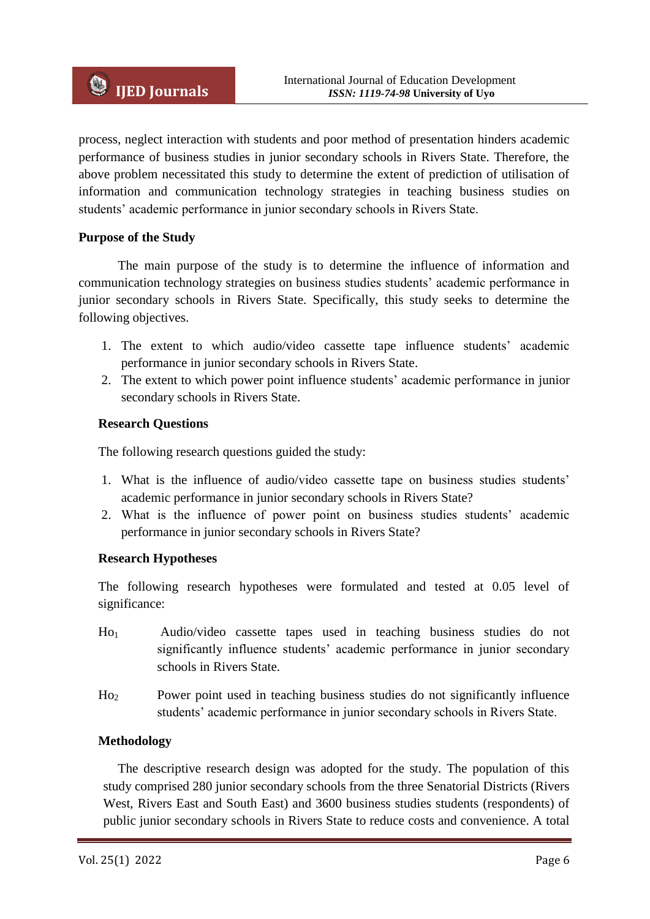process, neglect interaction with students and poor method of presentation hinders academic performance of business studies in junior secondary schools in Rivers State. Therefore, the above problem necessitated this study to determine the extent of prediction of utilisation of information and communication technology strategies in teaching business studies on students' academic performance in junior secondary schools in Rivers State.

**Purpose of the Study**

The main purpose of the study is to determine the influence of information and communication technology strategies on business studies students' academic performance in junior secondary schools in Rivers State. Specifically, this study seeks to determine the following objectives.

1. The extent to which audio/video cassette tape influence students' academic performance in junior secondary schools in Rivers State.
2. The extent to which power point influence students' academic performance in junior secondary schools in Rivers State.

**Research Questions**

The following research questions guided the study:

1. What is the influence of audio/video cassette tape on business studies students' academic performance in junior secondary schools in Rivers State?
2. What is the influence of power point on business studies students' academic performance in junior secondary schools in Rivers State?

**Research Hypotheses**

The following research hypotheses were formulated and tested at 0.05 level of significance:

$Ho_1$ Audio/video cassette tapes used in teaching business studies do not significantly influence students' academic performance in junior secondary schools in Rivers State.

$Ho_2$ Power point used in teaching business studies do not significantly influence students' academic performance in junior secondary schools in Rivers State.

**Methodology**

The descriptive research design was adopted for the study. The population of this study comprised 280 junior secondary schools from the three Senatorial Districts (Rivers West, Rivers East and South East) and 3600 business studies students (respondents) of public junior secondary schools in Rivers State to reduce costs and convenience. A total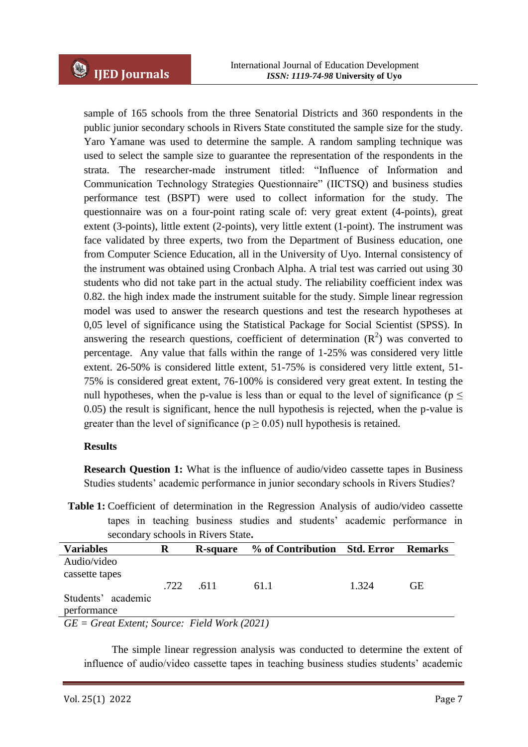sample of 165 schools from the three Senatorial Districts and 360 respondents in the public junior secondary schools in Rivers State constituted the sample size for the study. Yaro Yamane was used to determine the sample. A random sampling technique was used to select the sample size to guarantee the representation of the respondents in the strata. The researcher-made instrument titled: "Influence of Information and Communication Technology Strategies Questionnaire" (IICTSQ) and business studies performance test (BSPT) were used to collect information for the study. The questionnaire was on a four-point rating scale of: very great extent (4-points), great extent (3-points), little extent (2-points), very little extent (1-point). The instrument was face validated by three experts, two from the Department of Business education, one from Computer Science Education, all in the University of Uyo. Internal consistency of the instrument was obtained using Cronbach Alpha. A trial test was carried out using 30 students who did not take part in the actual study. The reliability coefficient index was 0.82. the high index made the instrument suitable for the study. Simple linear regression model was used to answer the research questions and test the research hypotheses at 0,05 level of significance using the Statistical Package for Social Scientist (SPSS). In answering the research questions, coefficient of determination ($R^2$) was converted to percentage. Any value that falls within the range of 1-25% was considered very little extent. 26-50% is considered little extent, 51-75% is considered very little extent, 51-75% is considered great extent, 76-100% is considered very great extent. In testing the null hypotheses, when the p-value is less than or equal to the level of significance ($p \leq 0.05$) the result is significant, hence the null hypothesis is rejected, when the p-value is greater than the level of significance ($p \geq 0.05$) null hypothesis is retained.

**Results**

**Research Question 1:** What is the influence of audio/video cassette tapes in Business Studies students' academic performance in junior secondary schools in Rivers Studies?

**Table 1:** Coefficient of determination in the Regression Analysis of audio/video cassette tapes in teaching business studies and students' academic performance in secondary schools in Rivers State**.**

| Variables | R | R-square | % of Contribution | Std. Error | Remarks |
|---|---|---|---|---|---|
| Audio/video cassette tapes<br>Students' academic performance | .722 | .611 | 61.1 | 1.324 | GE |

*GE = Great Extent; Source: Field Work (2021)*

The simple linear regression analysis was conducted to determine the extent of influence of audio/video cassette tapes in teaching business studies students' academic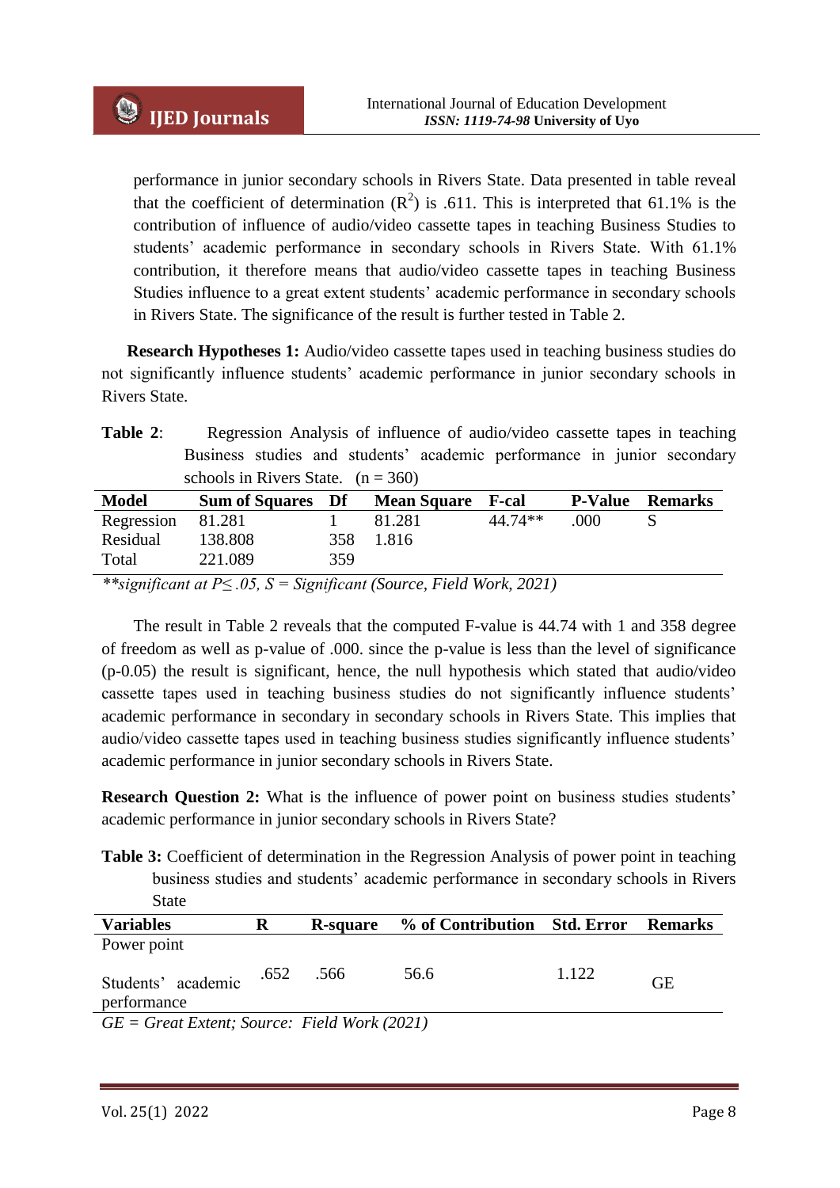performance in junior secondary schools in Rivers State. Data presented in table reveal that the coefficient of determination ($R^2$) is .611. This is interpreted that 61.1% is the contribution of influence of audio/video cassette tapes in teaching Business Studies to students' academic performance in secondary schools in Rivers State. With 61.1% contribution, it therefore means that audio/video cassette tapes in teaching Business Studies influence to a great extent students' academic performance in secondary schools in Rivers State. The significance of the result is further tested in Table 2.

**Research Hypotheses 1:** Audio/video cassette tapes used in teaching business studies do not significantly influence students' academic performance in junior secondary schools in Rivers State.

**Table 2**: Regression Analysis of influence of audio/video cassette tapes in teaching Business studies and students' academic performance in junior secondary schools in Rivers State. (n = 360)

| Model | Sum of Squares | Df | Mean Square | F-cal | P-Value | Remarks |
|---|---|---|---|---|---|---|
| Regression | 81.281 | 1 | 81.281 | 44.74** | .000 | S |
| Residual | 138.808 | 358 | 1.816 | | | |
| Total | 221.089 | 359 | | | | |

*\*\*significant at P≤ .05, S = Significant (Source, Field Work, 2021)*

The result in Table 2 reveals that the computed F-value is 44.74 with 1 and 358 degree of freedom as well as p-value of .000. since the p-value is less than the level of significance (p-0.05) the result is significant, hence, the null hypothesis which stated that audio/video cassette tapes used in teaching business studies do not significantly influence students' academic performance in secondary in secondary schools in Rivers State. This implies that audio/video cassette tapes used in teaching business studies significantly influence students' academic performance in junior secondary schools in Rivers State.

**Research Question 2:** What is the influence of power point on business studies students' academic performance in junior secondary schools in Rivers State?

**Table 3:** Coefficient of determination in the Regression Analysis of power point in teaching business studies and students' academic performance in secondary schools in Rivers State

| Variables | R | R-square | % of Contribution | Std. Error | Remarks |
|---|---|---|---|---|---|
| Power point<br>Students' academic performance | .652 | .566 | 56.6 | 1.122 | GE |

*GE = Great Extent; Source: Field Work (2021)*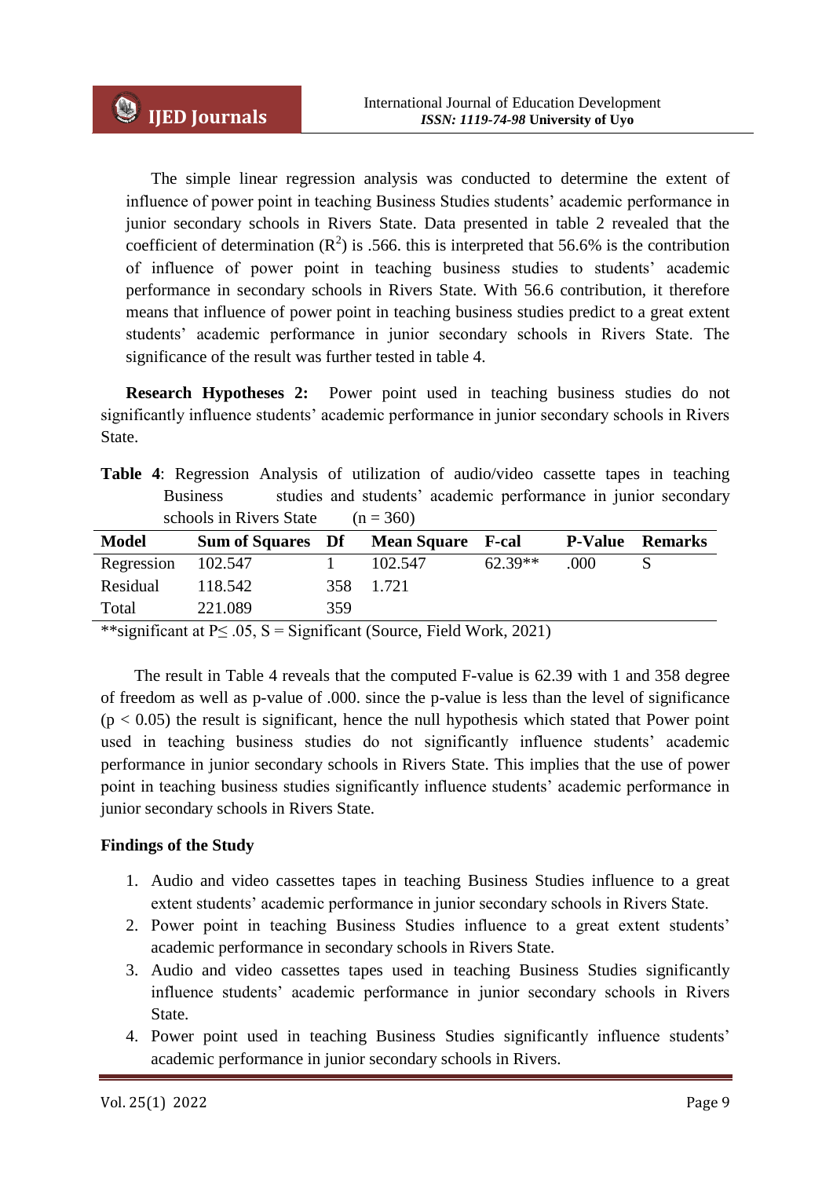The simple linear regression analysis was conducted to determine the extent of influence of power point in teaching Business Studies students' academic performance in junior secondary schools in Rivers State. Data presented in table 2 revealed that the coefficient of determination ($R^2$) is .566. this is interpreted that 56.6% is the contribution of influence of power point in teaching business studies to students' academic performance in secondary schools in Rivers State. With 56.6 contribution, it therefore means that influence of power point in teaching business studies predict to a great extent students' academic performance in junior secondary schools in Rivers State. The significance of the result was further tested in table 4.

**Research Hypotheses 2:** Power point used in teaching business studies do not significantly influence students' academic performance in junior secondary schools in Rivers State.

**Table 4**: Regression Analysis of utilization of audio/video cassette tapes in teaching Business studies and students' academic performance in junior secondary schools in Rivers State (n = 360)

| Model | Sum of Squares | Df | Mean Square | F-cal | P-Value | Remarks |
|---|---|---|---|---|---|---|
| Regression | 102.547 | 1 | 102.547 | 62.39** | .000 | S |
| Residual | 118.542 | 358 | 1.721 | | | |
| Total | 221.089 | 359 | | | | |

**significant at P≤ .05, S = Significant (Source, Field Work, 2021)

The result in Table 4 reveals that the computed F-value is 62.39 with 1 and 358 degree of freedom as well as p-value of .000. since the p-value is less than the level of significance ($p < 0.05$) the result is significant, hence the null hypothesis which stated that Power point used in teaching business studies do not significantly influence students' academic performance in junior secondary schools in Rivers State. This implies that the use of power point in teaching business studies significantly influence students' academic performance in junior secondary schools in Rivers State.

**Findings of the Study**

1. Audio and video cassettes tapes in teaching Business Studies influence to a great extent students' academic performance in junior secondary schools in Rivers State.
2. Power point in teaching Business Studies influence to a great extent students' academic performance in secondary schools in Rivers State.
3. Audio and video cassettes tapes used in teaching Business Studies significantly influence students' academic performance in junior secondary schools in Rivers State.
4. Power point used in teaching Business Studies significantly influence students' academic performance in junior secondary schools in Rivers.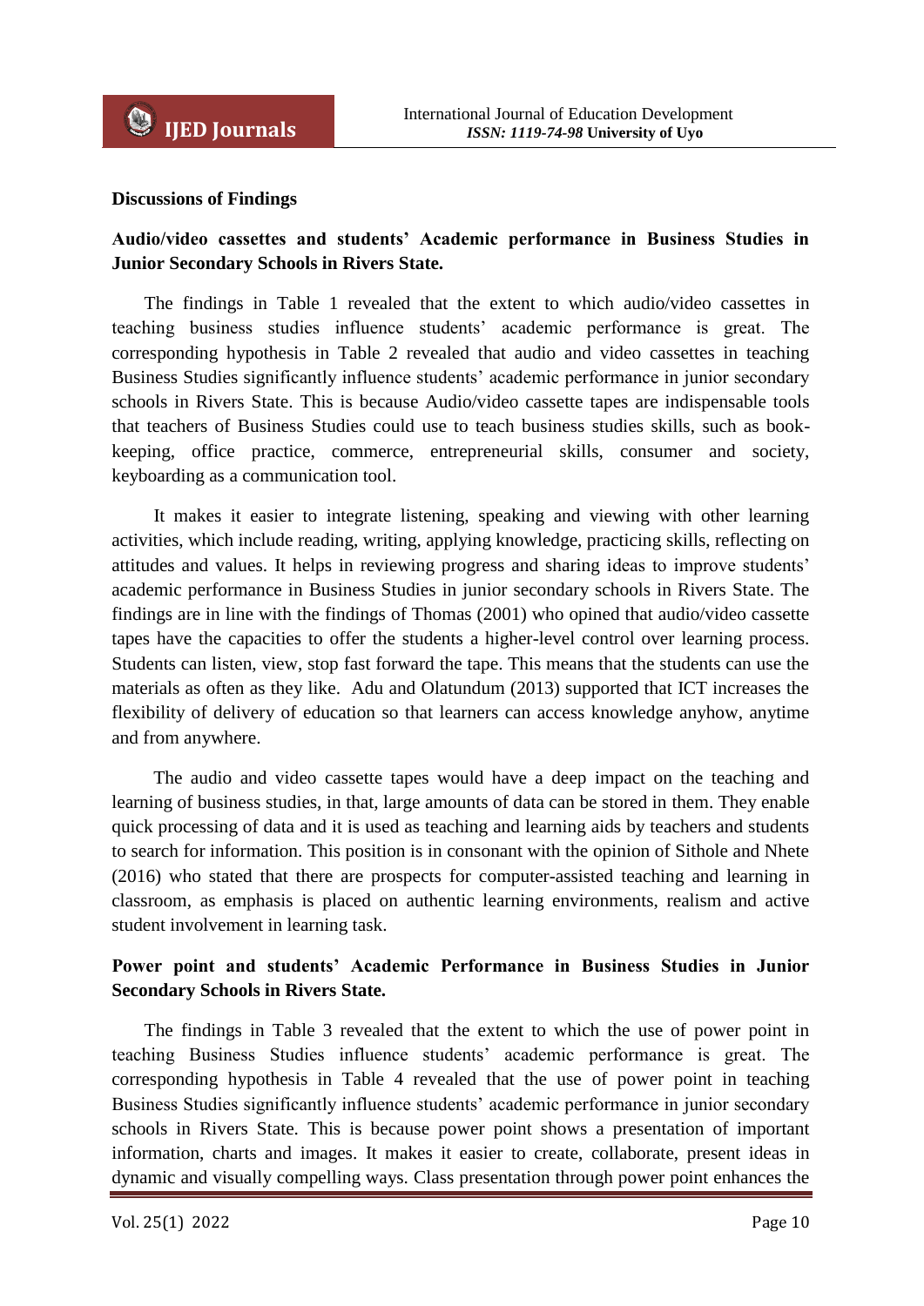**Discussions of Findings**

**Audio/video cassettes and students' Academic performance in Business Studies in Junior Secondary Schools in Rivers State.**

The findings in Table 1 revealed that the extent to which audio/video cassettes in teaching business studies influence students' academic performance is great. The corresponding hypothesis in Table 2 revealed that audio and video cassettes in teaching Business Studies significantly influence students' academic performance in junior secondary schools in Rivers State. This is because Audio/video cassette tapes are indispensable tools that teachers of Business Studies could use to teach business studies skills, such as book-keeping, office practice, commerce, entrepreneurial skills, consumer and society, keyboarding as a communication tool.

It makes it easier to integrate listening, speaking and viewing with other learning activities, which include reading, writing, applying knowledge, practicing skills, reflecting on attitudes and values. It helps in reviewing progress and sharing ideas to improve students' academic performance in Business Studies in junior secondary schools in Rivers State. The findings are in line with the findings of Thomas (2001) who opined that audio/video cassette tapes have the capacities to offer the students a higher-level control over learning process. Students can listen, view, stop fast forward the tape. This means that the students can use the materials as often as they like. Adu and Olatundum (2013) supported that ICT increases the flexibility of delivery of education so that learners can access knowledge anyhow, anytime and from anywhere.

The audio and video cassette tapes would have a deep impact on the teaching and learning of business studies, in that, large amounts of data can be stored in them. They enable quick processing of data and it is used as teaching and learning aids by teachers and students to search for information. This position is in consonant with the opinion of Sithole and Nhete (2016) who stated that there are prospects for computer-assisted teaching and learning in classroom, as emphasis is placed on authentic learning environments, realism and active student involvement in learning task.

**Power point and students' Academic Performance in Business Studies in Junior Secondary Schools in Rivers State.**

The findings in Table 3 revealed that the extent to which the use of power point in teaching Business Studies influence students' academic performance is great. The corresponding hypothesis in Table 4 revealed that the use of power point in teaching Business Studies significantly influence students' academic performance in junior secondary schools in Rivers State. This is because power point shows a presentation of important information, charts and images. It makes it easier to create, collaborate, present ideas in dynamic and visually compelling ways. Class presentation through power point enhances the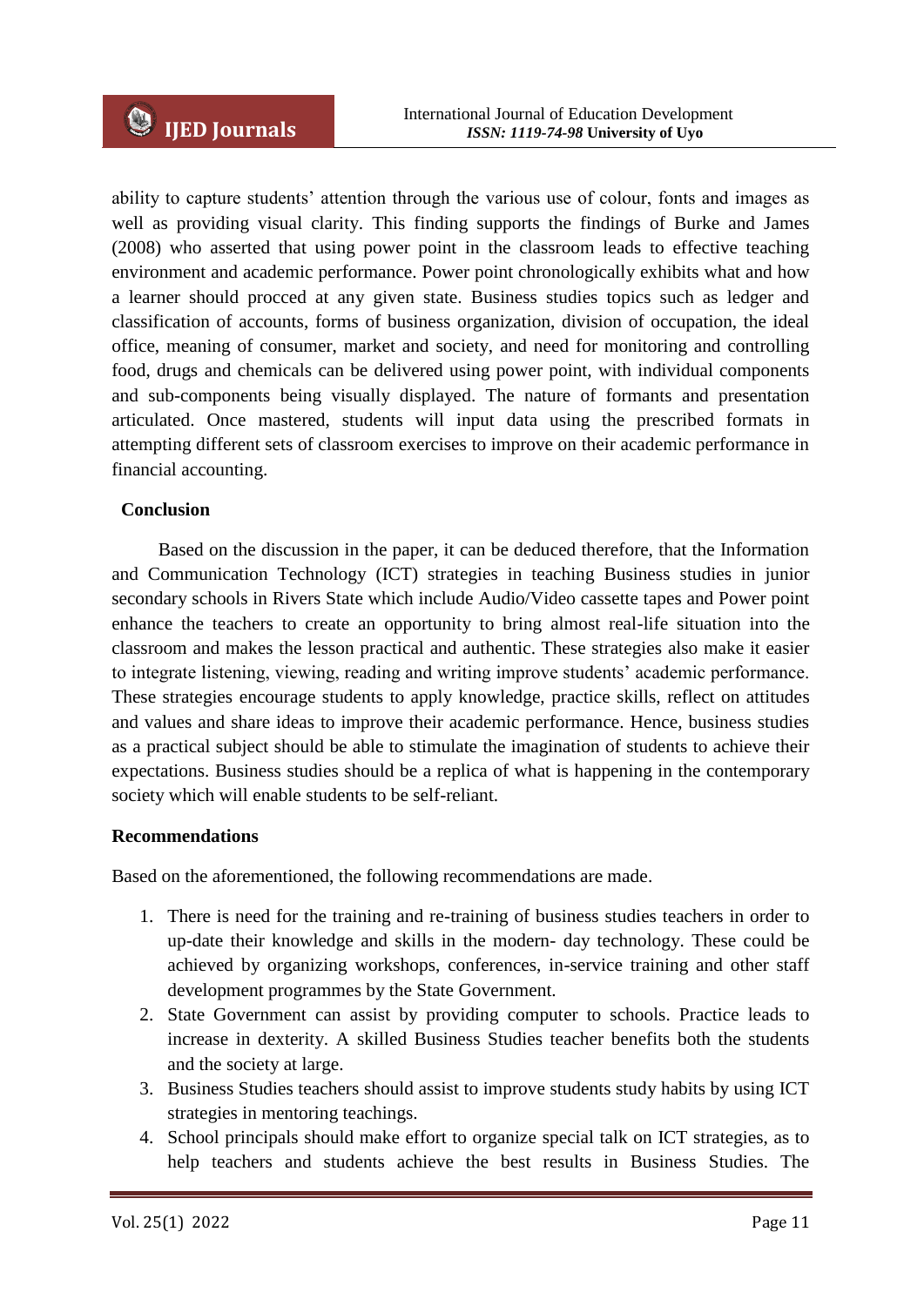ability to capture students' attention through the various use of colour, fonts and images as well as providing visual clarity. This finding supports the findings of Burke and James (2008) who asserted that using power point in the classroom leads to effective teaching environment and academic performance. Power point chronologically exhibits what and how a learner should procced at any given state. Business studies topics such as ledger and classification of accounts, forms of business organization, division of occupation, the ideal office, meaning of consumer, market and society, and need for monitoring and controlling food, drugs and chemicals can be delivered using power point, with individual components and sub-components being visually displayed. The nature of formants and presentation articulated. Once mastered, students will input data using the prescribed formats in attempting different sets of classroom exercises to improve on their academic performance in financial accounting.

## Conclusion

Based on the discussion in the paper, it can be deduced therefore, that the Information and Communication Technology (ICT) strategies in teaching Business studies in junior secondary schools in Rivers State which include Audio/Video cassette tapes and Power point enhance the teachers to create an opportunity to bring almost real-life situation into the classroom and makes the lesson practical and authentic. These strategies also make it easier to integrate listening, viewing, reading and writing improve students' academic performance. These strategies encourage students to apply knowledge, practice skills, reflect on attitudes and values and share ideas to improve their academic performance. Hence, business studies as a practical subject should be able to stimulate the imagination of students to achieve their expectations. Business studies should be a replica of what is happening in the contemporary society which will enable students to be self-reliant.

## Recommendations

Based on the aforementioned, the following recommendations are made.

1. There is need for the training and re-training of business studies teachers in order to up-date their knowledge and skills in the modern- day technology. These could be achieved by organizing workshops, conferences, in-service training and other staff development programmes by the State Government.
2. State Government can assist by providing computer to schools. Practice leads to increase in dexterity. A skilled Business Studies teacher benefits both the students and the society at large.
3. Business Studies teachers should assist to improve students study habits by using ICT strategies in mentoring teachings.
4. School principals should make effort to organize special talk on ICT strategies, as to help teachers and students achieve the best results in Business Studies. The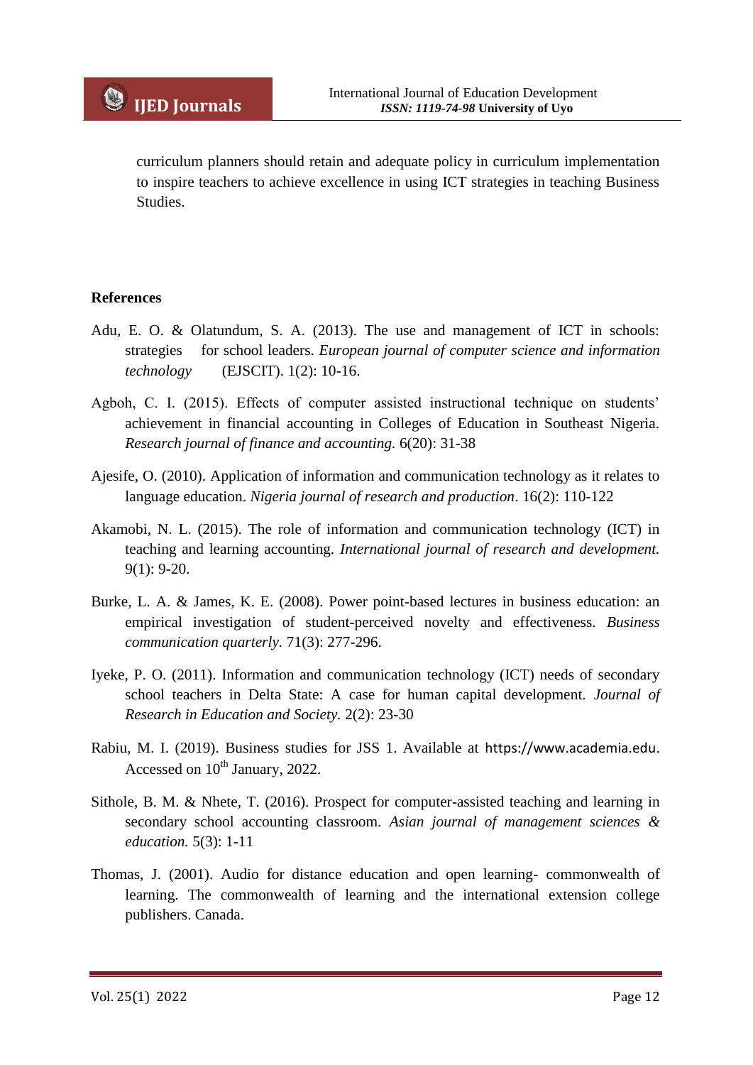curriculum planners should retain and adequate policy in curriculum implementation to inspire teachers to achieve excellence in using ICT strategies in teaching Business Studies.

## References

Adu, E. O. & Olatundum, S. A. (2013). The use and management of ICT in schools: strategies for school leaders. *European journal of computer science and information technology* (EJSCIT). 1(2): 10-16.

Agboh, C. I. (2015). Effects of computer assisted instructional technique on students' achievement in financial accounting in Colleges of Education in Southeast Nigeria. *Research journal of finance and accounting.* 6(20): 31-38

Ajesife, O. (2010). Application of information and communication technology as it relates to language education. *Nigeria journal of research and production*. 16(2): 110-122

Akamobi, N. L. (2015). The role of information and communication technology (ICT) in teaching and learning accounting. *International journal of research and development.* 9(1): 9-20.

Burke, L. A. & James, K. E. (2008). Power point-based lectures in business education: an empirical investigation of student-perceived novelty and effectiveness. *Business communication quarterly.* 71(3): 277-296.

Iyeke, P. O. (2011). Information and communication technology (ICT) needs of secondary school teachers in Delta State: A case for human capital development. *Journal of Research in Education and Society.* 2(2): 23-30

Rabiu, M. I. (2019). Business studies for JSS 1. Available at https://www.academia.edu. Accessed on 10th January, 2022.

Sithole, B. M. & Nhete, T. (2016). Prospect for computer-assisted teaching and learning in secondary school accounting classroom. *Asian journal of management sciences & education.* 5(3): 1-11

Thomas, J. (2001). Audio for distance education and open learning- commonwealth of learning. The commonwealth of learning and the international extension college publishers. Canada.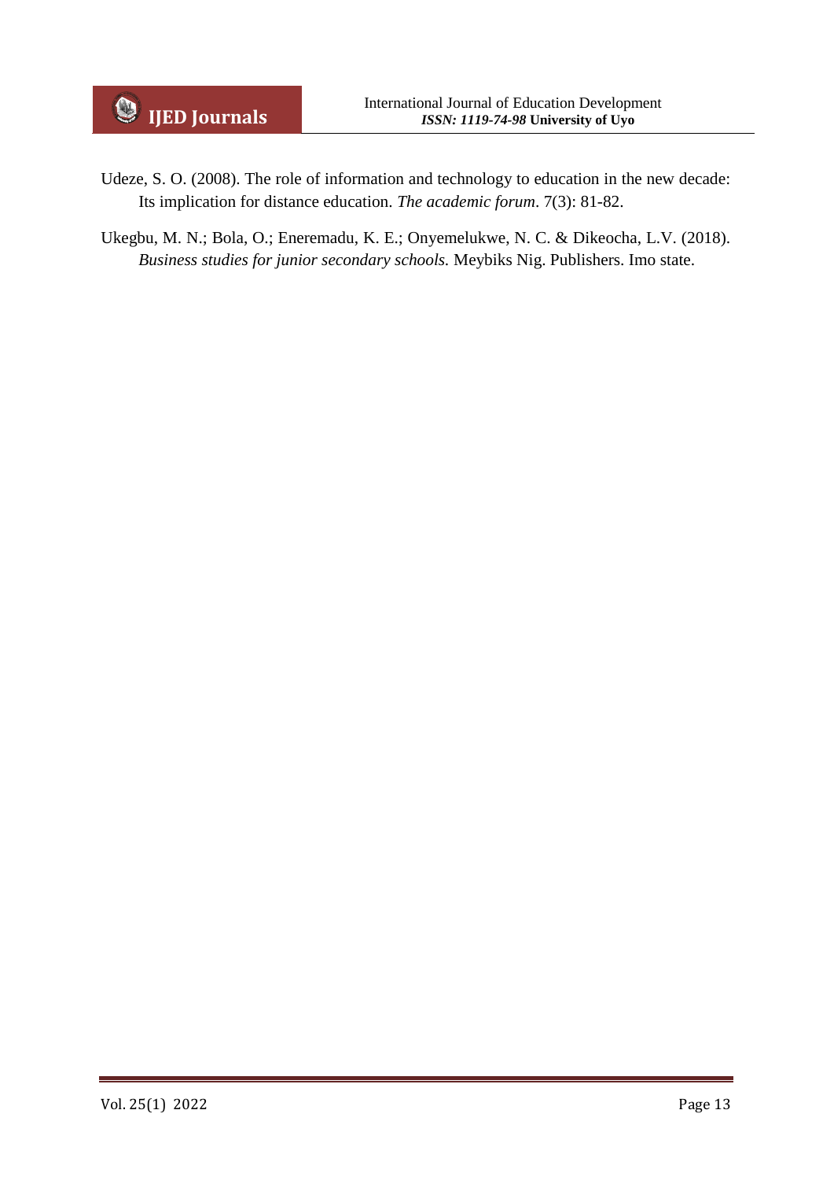Udeze, S. O. (2008). The role of information and technology to education in the new decade: Its implication for distance education. *The academic forum*. 7(3): 81-82.

Ukegbu, M. N.; Bola, O.; Eneremadu, K. E.; Onyemelukwe, N. C. & Dikeocha, L.V. (2018). *Business studies for junior secondary schools.* Meybiks Nig. Publishers. Imo state.